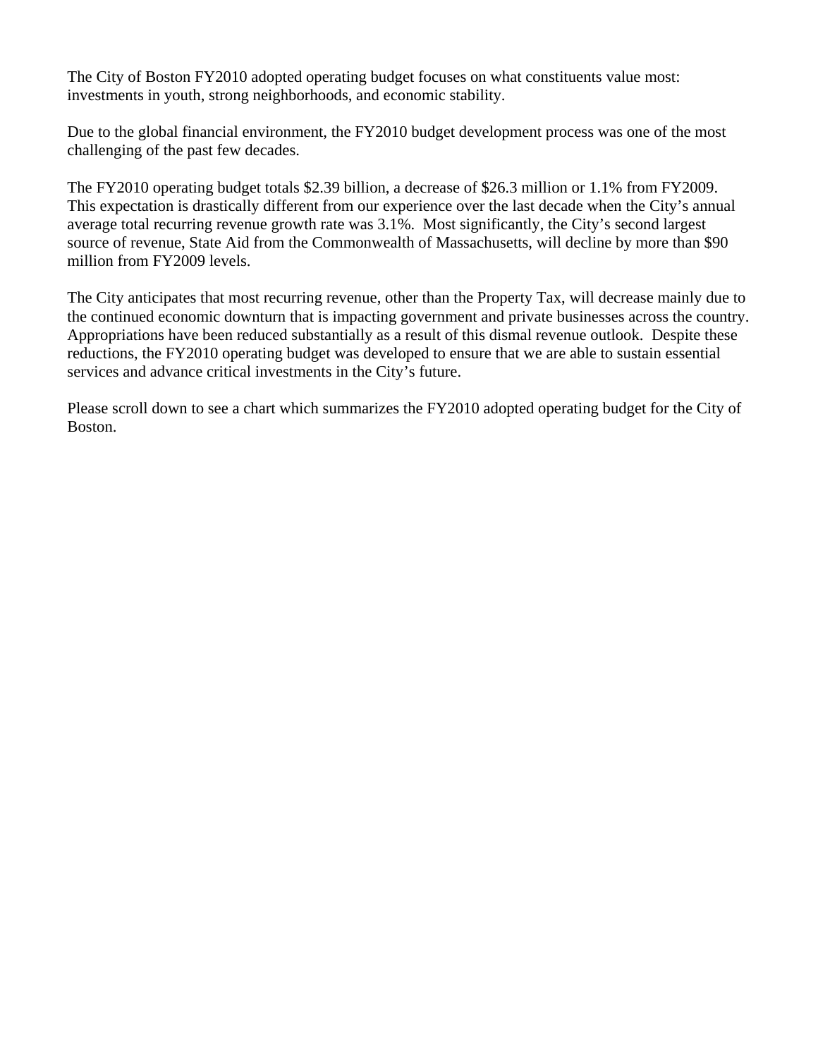The City of Boston FY2010 adopted operating budget focuses on what constituents value most: investments in youth, strong neighborhoods, and economic stability.

Due to the global financial environment, the FY2010 budget development process was one of the most challenging of the past few decades.

The FY2010 operating budget totals $2.39 billion, a decrease of $26.3 million or 1.1% from FY2009. This expectation is drastically different from our experience over the last decade when the City's annual average total recurring revenue growth rate was 3.1%. Most significantly, the City's second largest source of revenue, State Aid from the Commonwealth of Massachusetts, will decline by more than $90 million from FY2009 levels.

The City anticipates that most recurring revenue, other than the Property Tax, will decrease mainly due to the continued economic downturn that is impacting government and private businesses across the country. Appropriations have been reduced substantially as a result of this dismal revenue outlook. Despite these reductions, the FY2010 operating budget was developed to ensure that we are able to sustain essential services and advance critical investments in the City's future.

Please scroll down to see a chart which summarizes the FY2010 adopted operating budget for the City of Boston.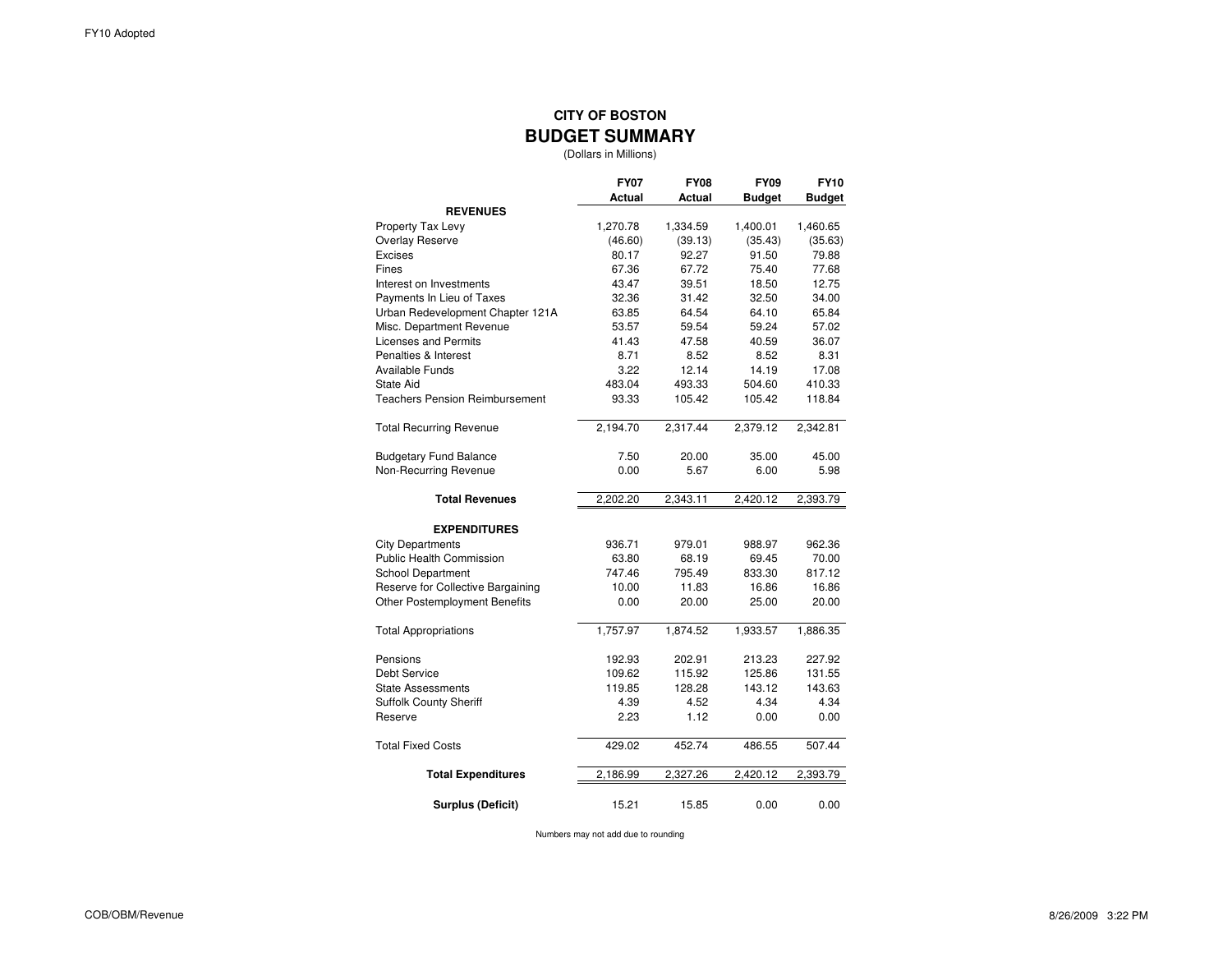# CITY OF BOSTON
## BUDGET SUMMARY
(Dollars in Millions)

| | FY07 Actual | FY08 Actual | FY09 Budget | FY10 Budget |
|---|---|---|---|---|
| **REVENUES** | | | | |
| Property Tax Levy | 1,270.78 | 1,334.59 | 1,400.01 | 1,460.65 |
| Overlay Reserve | (46.60) | (39.13) | (35.43) | (35.63) |
| Excises | 80.17 | 92.27 | 91.50 | 79.88 |
| Fines | 67.36 | 67.72 | 75.40 | 77.68 |
| Interest on Investments | 43.47 | 39.51 | 18.50 | 12.75 |
| Payments In Lieu of Taxes | 32.36 | 31.42 | 32.50 | 34.00 |
| Urban Redevelopment Chapter 121A | 63.85 | 64.54 | 64.10 | 65.84 |
| Misc. Department Revenue | 53.57 | 59.54 | 59.24 | 57.02 |
| Licenses and Permits | 41.43 | 47.58 | 40.59 | 36.07 |
| Penalties & Interest | 8.71 | 8.52 | 8.52 | 8.31 |
| Available Funds | 3.22 | 12.14 | 14.19 | 17.08 |
| State Aid | 483.04 | 493.33 | 504.60 | 410.33 |
| Teachers Pension Reimbursement | 93.33 | 105.42 | 105.42 | 118.84 |
| Total Recurring Revenue | 2,194.70 | 2,317.44 | 2,379.12 | 2,342.81 |
| Budgetary Fund Balance | 7.50 | 20.00 | 35.00 | 45.00 |
| Non-Recurring Revenue | 0.00 | 5.67 | 6.00 | 5.98 |
| **Total Revenues** | 2,202.20 | 2,343.11 | 2,420.12 | 2,393.79 |
| **EXPENDITURES** | | | | |
| City Departments | 936.71 | 979.01 | 988.97 | 962.36 |
| Public Health Commission | 63.80 | 68.19 | 69.45 | 70.00 |
| School Department | 747.46 | 795.49 | 833.30 | 817.12 |
| Reserve for Collective Bargaining | 10.00 | 11.83 | 16.86 | 16.86 |
| Other Postemployment Benefits | 0.00 | 20.00 | 25.00 | 20.00 |
| Total Appropriations | 1,757.97 | 1,874.52 | 1,933.57 | 1,886.35 |
| Pensions | 192.93 | 202.91 | 213.23 | 227.92 |
| Debt Service | 109.62 | 115.92 | 125.86 | 131.55 |
| State Assessments | 119.85 | 128.28 | 143.12 | 143.63 |
| Suffolk County Sheriff | 4.39 | 4.52 | 4.34 | 4.34 |
| Reserve | 2.23 | 1.12 | 0.00 | 0.00 |
| Total Fixed Costs | 429.02 | 452.74 | 486.55 | 507.44 |
| **Total Expenditures** | 2,186.99 | 2,327.26 | 2,420.12 | 2,393.79 |
| **Surplus (Deficit)** | 15.21 | 15.85 | 0.00 | 0.00 |

Numbers may not add due to rounding